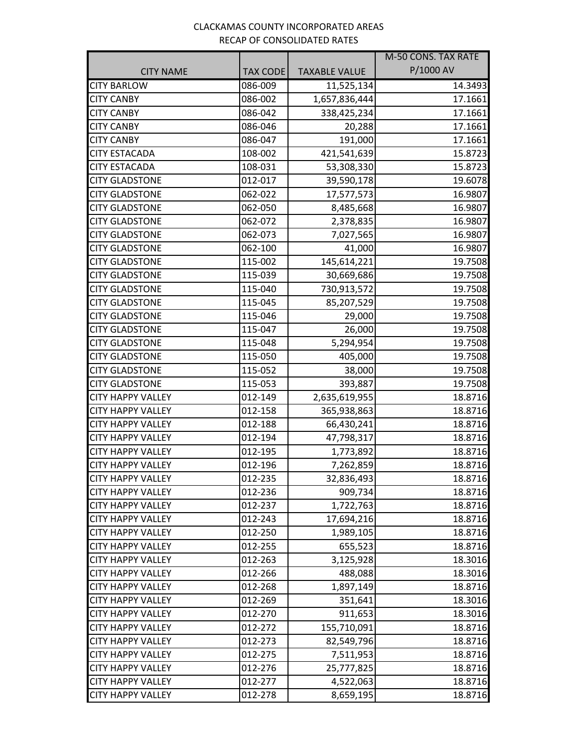# CLACKAMAS COUNTY INCORPORATED AREAS
## RECAP OF CONSOLIDATED RATES

| CITY NAME | TAX CODE | TAXABLE VALUE | M-50 CONS. TAX RATE P/1000 AV |
|---|---|---|---|
| CITY BARLOW | 086-009 | 11,525,134 | 14.3493 |
| CITY CANBY | 086-002 | 1,657,836,444 | 17.1661 |
| CITY CANBY | 086-042 | 338,425,234 | 17.1661 |
| CITY CANBY | 086-046 | 20,288 | 17.1661 |
| CITY CANBY | 086-047 | 191,000 | 17.1661 |
| CITY ESTACADA | 108-002 | 421,541,639 | 15.8723 |
| CITY ESTACADA | 108-031 | 53,308,330 | 15.8723 |
| CITY GLADSTONE | 012-017 | 39,590,178 | 19.6078 |
| CITY GLADSTONE | 062-022 | 17,577,573 | 16.9807 |
| CITY GLADSTONE | 062-050 | 8,485,668 | 16.9807 |
| CITY GLADSTONE | 062-072 | 2,378,835 | 16.9807 |
| CITY GLADSTONE | 062-073 | 7,027,565 | 16.9807 |
| CITY GLADSTONE | 062-100 | 41,000 | 16.9807 |
| CITY GLADSTONE | 115-002 | 145,614,221 | 19.7508 |
| CITY GLADSTONE | 115-039 | 30,669,686 | 19.7508 |
| CITY GLADSTONE | 115-040 | 730,913,572 | 19.7508 |
| CITY GLADSTONE | 115-045 | 85,207,529 | 19.7508 |
| CITY GLADSTONE | 115-046 | 29,000 | 19.7508 |
| CITY GLADSTONE | 115-047 | 26,000 | 19.7508 |
| CITY GLADSTONE | 115-048 | 5,294,954 | 19.7508 |
| CITY GLADSTONE | 115-050 | 405,000 | 19.7508 |
| CITY GLADSTONE | 115-052 | 38,000 | 19.7508 |
| CITY GLADSTONE | 115-053 | 393,887 | 19.7508 |
| CITY HAPPY VALLEY | 012-149 | 2,635,619,955 | 18.8716 |
| CITY HAPPY VALLEY | 012-158 | 365,938,863 | 18.8716 |
| CITY HAPPY VALLEY | 012-188 | 66,430,241 | 18.8716 |
| CITY HAPPY VALLEY | 012-194 | 47,798,317 | 18.8716 |
| CITY HAPPY VALLEY | 012-195 | 1,773,892 | 18.8716 |
| CITY HAPPY VALLEY | 012-196 | 7,262,859 | 18.8716 |
| CITY HAPPY VALLEY | 012-235 | 32,836,493 | 18.8716 |
| CITY HAPPY VALLEY | 012-236 | 909,734 | 18.8716 |
| CITY HAPPY VALLEY | 012-237 | 1,722,763 | 18.8716 |
| CITY HAPPY VALLEY | 012-243 | 17,694,216 | 18.8716 |
| CITY HAPPY VALLEY | 012-250 | 1,989,105 | 18.8716 |
| CITY HAPPY VALLEY | 012-255 | 655,523 | 18.8716 |
| CITY HAPPY VALLEY | 012-263 | 3,125,928 | 18.3016 |
| CITY HAPPY VALLEY | 012-266 | 488,088 | 18.3016 |
| CITY HAPPY VALLEY | 012-268 | 1,897,149 | 18.8716 |
| CITY HAPPY VALLEY | 012-269 | 351,641 | 18.3016 |
| CITY HAPPY VALLEY | 012-270 | 911,653 | 18.3016 |
| CITY HAPPY VALLEY | 012-272 | 155,710,091 | 18.8716 |
| CITY HAPPY VALLEY | 012-273 | 82,549,796 | 18.8716 |
| CITY HAPPY VALLEY | 012-275 | 7,511,953 | 18.8716 |
| CITY HAPPY VALLEY | 012-276 | 25,777,825 | 18.8716 |
| CITY HAPPY VALLEY | 012-277 | 4,522,063 | 18.8716 |
| CITY HAPPY VALLEY | 012-278 | 8,659,195 | 18.8716 |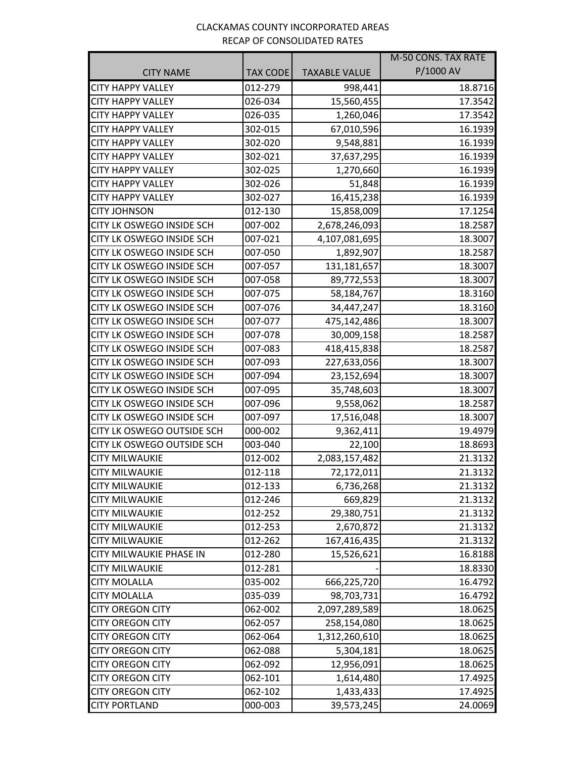CLACKAMAS COUNTY INCORPORATED AREAS
RECAP OF CONSOLIDATED RATES

| CITY NAME | TAX CODE | TAXABLE VALUE | M-50 CONS. TAX RATE P/1000 AV |
|---|---|---|---|
| CITY HAPPY VALLEY | 012-279 | 998,441 | 18.8716 |
| CITY HAPPY VALLEY | 026-034 | 15,560,455 | 17.3542 |
| CITY HAPPY VALLEY | 026-035 | 1,260,046 | 17.3542 |
| CITY HAPPY VALLEY | 302-015 | 67,010,596 | 16.1939 |
| CITY HAPPY VALLEY | 302-020 | 9,548,881 | 16.1939 |
| CITY HAPPY VALLEY | 302-021 | 37,637,295 | 16.1939 |
| CITY HAPPY VALLEY | 302-025 | 1,270,660 | 16.1939 |
| CITY HAPPY VALLEY | 302-026 | 51,848 | 16.1939 |
| CITY HAPPY VALLEY | 302-027 | 16,415,238 | 16.1939 |
| CITY JOHNSON | 012-130 | 15,858,009 | 17.1254 |
| CITY LK OSWEGO INSIDE SCH | 007-002 | 2,678,246,093 | 18.2587 |
| CITY LK OSWEGO INSIDE SCH | 007-021 | 4,107,081,695 | 18.3007 |
| CITY LK OSWEGO INSIDE SCH | 007-050 | 1,892,907 | 18.2587 |
| CITY LK OSWEGO INSIDE SCH | 007-057 | 131,181,657 | 18.3007 |
| CITY LK OSWEGO INSIDE SCH | 007-058 | 89,772,553 | 18.3007 |
| CITY LK OSWEGO INSIDE SCH | 007-075 | 58,184,767 | 18.3160 |
| CITY LK OSWEGO INSIDE SCH | 007-076 | 34,447,247 | 18.3160 |
| CITY LK OSWEGO INSIDE SCH | 007-077 | 475,142,486 | 18.3007 |
| CITY LK OSWEGO INSIDE SCH | 007-078 | 30,009,158 | 18.2587 |
| CITY LK OSWEGO INSIDE SCH | 007-083 | 418,415,838 | 18.2587 |
| CITY LK OSWEGO INSIDE SCH | 007-093 | 227,633,056 | 18.3007 |
| CITY LK OSWEGO INSIDE SCH | 007-094 | 23,152,694 | 18.3007 |
| CITY LK OSWEGO INSIDE SCH | 007-095 | 35,748,603 | 18.3007 |
| CITY LK OSWEGO INSIDE SCH | 007-096 | 9,558,062 | 18.2587 |
| CITY LK OSWEGO INSIDE SCH | 007-097 | 17,516,048 | 18.3007 |
| CITY LK OSWEGO OUTSIDE SCH | 000-002 | 9,362,411 | 19.4979 |
| CITY LK OSWEGO OUTSIDE SCH | 003-040 | 22,100 | 18.8693 |
| CITY MILWAUKIE | 012-002 | 2,083,157,482 | 21.3132 |
| CITY MILWAUKIE | 012-118 | 72,172,011 | 21.3132 |
| CITY MILWAUKIE | 012-133 | 6,736,268 | 21.3132 |
| CITY MILWAUKIE | 012-246 | 669,829 | 21.3132 |
| CITY MILWAUKIE | 012-252 | 29,380,751 | 21.3132 |
| CITY MILWAUKIE | 012-253 | 2,670,872 | 21.3132 |
| CITY MILWAUKIE | 012-262 | 167,416,435 | 21.3132 |
| CITY MILWAUKIE PHASE IN | 012-280 | 15,526,621 | 16.8188 |
| CITY MILWAUKIE | 012-281 | - | 18.8330 |
| CITY MOLALLA | 035-002 | 666,225,720 | 16.4792 |
| CITY MOLALLA | 035-039 | 98,703,731 | 16.4792 |
| CITY OREGON CITY | 062-002 | 2,097,289,589 | 18.0625 |
| CITY OREGON CITY | 062-057 | 258,154,080 | 18.0625 |
| CITY OREGON CITY | 062-064 | 1,312,260,610 | 18.0625 |
| CITY OREGON CITY | 062-088 | 5,304,181 | 18.0625 |
| CITY OREGON CITY | 062-092 | 12,956,091 | 18.0625 |
| CITY OREGON CITY | 062-101 | 1,614,480 | 17.4925 |
| CITY OREGON CITY | 062-102 | 1,433,433 | 17.4925 |
| CITY PORTLAND | 000-003 | 39,573,245 | 24.0069 |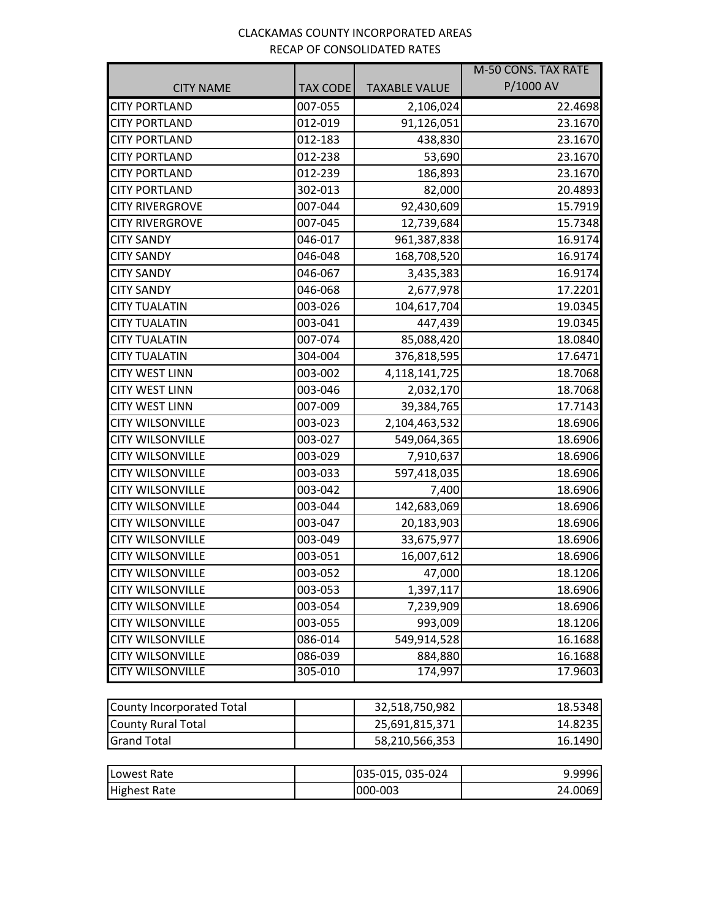# CLACKAMAS COUNTY INCORPORATED AREAS
## RECAP OF CONSOLIDATED RATES

| CITY NAME | TAX CODE | TAXABLE VALUE | M-50 CONS. TAX RATE P/1000 AV |
|---|---|---|---|
| CITY PORTLAND | 007-055 | 2,106,024 | 22.4698 |
| CITY PORTLAND | 012-019 | 91,126,051 | 23.1670 |
| CITY PORTLAND | 012-183 | 438,830 | 23.1670 |
| CITY PORTLAND | 012-238 | 53,690 | 23.1670 |
| CITY PORTLAND | 012-239 | 186,893 | 23.1670 |
| CITY PORTLAND | 302-013 | 82,000 | 20.4893 |
| CITY RIVERGROVE | 007-044 | 92,430,609 | 15.7919 |
| CITY RIVERGROVE | 007-045 | 12,739,684 | 15.7348 |
| CITY SANDY | 046-017 | 961,387,838 | 16.9174 |
| CITY SANDY | 046-048 | 168,708,520 | 16.9174 |
| CITY SANDY | 046-067 | 3,435,383 | 16.9174 |
| CITY SANDY | 046-068 | 2,677,978 | 17.2201 |
| CITY TUALATIN | 003-026 | 104,617,704 | 19.0345 |
| CITY TUALATIN | 003-041 | 447,439 | 19.0345 |
| CITY TUALATIN | 007-074 | 85,088,420 | 18.0840 |
| CITY TUALATIN | 304-004 | 376,818,595 | 17.6471 |
| CITY WEST LINN | 003-002 | 4,118,141,725 | 18.7068 |
| CITY WEST LINN | 003-046 | 2,032,170 | 18.7068 |
| CITY WEST LINN | 007-009 | 39,384,765 | 17.7143 |
| CITY WILSONVILLE | 003-023 | 2,104,463,532 | 18.6906 |
| CITY WILSONVILLE | 003-027 | 549,064,365 | 18.6906 |
| CITY WILSONVILLE | 003-029 | 7,910,637 | 18.6906 |
| CITY WILSONVILLE | 003-033 | 597,418,035 | 18.6906 |
| CITY WILSONVILLE | 003-042 | 7,400 | 18.6906 |
| CITY WILSONVILLE | 003-044 | 142,683,069 | 18.6906 |
| CITY WILSONVILLE | 003-047 | 20,183,903 | 18.6906 |
| CITY WILSONVILLE | 003-049 | 33,675,977 | 18.6906 |
| CITY WILSONVILLE | 003-051 | 16,007,612 | 18.6906 |
| CITY WILSONVILLE | 003-052 | 47,000 | 18.1206 |
| CITY WILSONVILLE | 003-053 | 1,397,117 | 18.6906 |
| CITY WILSONVILLE | 003-054 | 7,239,909 | 18.6906 |
| CITY WILSONVILLE | 003-055 | 993,009 | 18.1206 |
| CITY WILSONVILLE | 086-014 | 549,914,528 | 16.1688 |
| CITY WILSONVILLE | 086-039 | 884,880 | 16.1688 |
| CITY WILSONVILLE | 305-010 | 174,997 | 17.9603 |

| | | | |
|---|---|---|---|
| County Incorporated Total | | 32,518,750,982 | 18.5348 |
| County Rural Total | | 25,691,815,371 | 14.8235 |
| Grand Total | | 58,210,566,353 | 16.1490 |

| | | | |
|---|---|---|---|
| Lowest Rate | | 035-015, 035-024 | 9.9996 |
| Highest Rate | | 000-003 | 24.0069 |